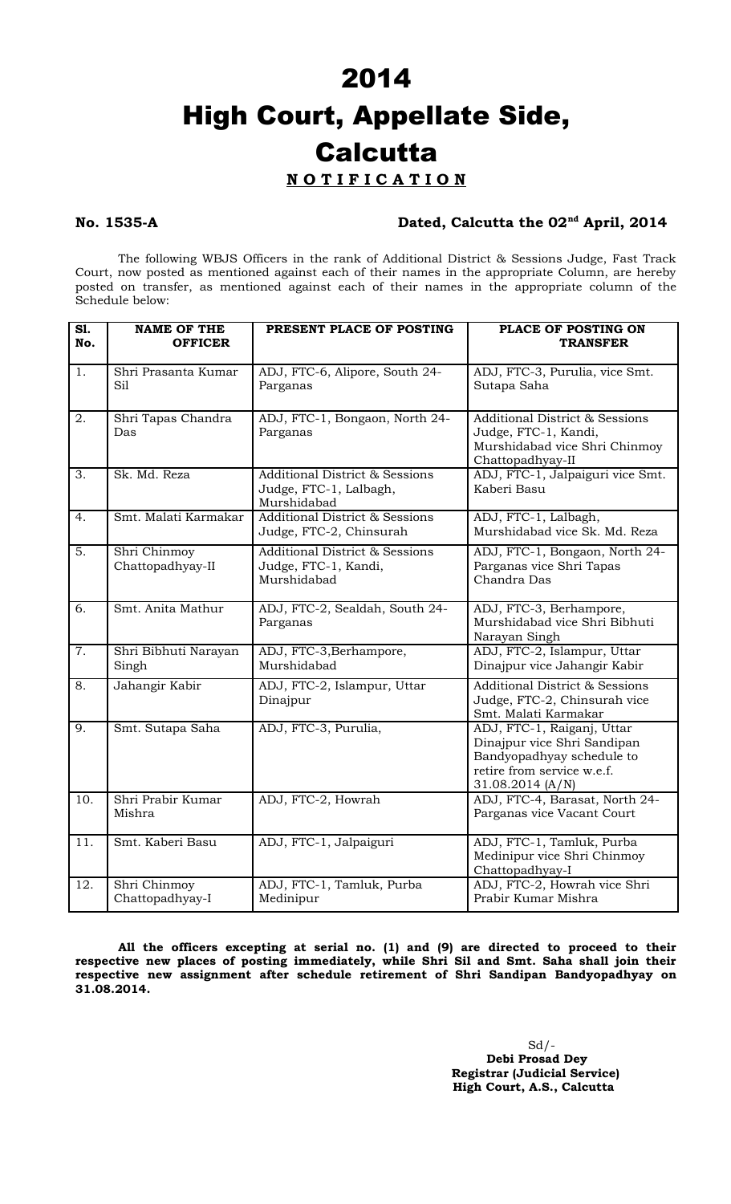# 2014

# High Court, Appellate Side, Calcutta

**N O T I F I C A T I O N**

**No. 1535-A** **Dated, Calcutta the 02nd April, 2014**

The following WBJS Officers in the rank of Additional District & Sessions Judge, Fast Track Court, now posted as mentioned against each of their names in the appropriate Column, are hereby posted on transfer, as mentioned against each of their names in the appropriate column of the Schedule below:

| Sl. No. | NAME OF THE OFFICER | PRESENT PLACE OF POSTING | PLACE OF POSTING ON TRANSFER |
|---|---|---|---|
| 1. | Shri Prasanta Kumar Sil | ADJ, FTC-6, Alipore, South 24-Parganas | ADJ, FTC-3, Purulia, vice Smt. Sutapa Saha |
| 2. | Shri Tapas Chandra Das | ADJ, FTC-1, Bongaon, North 24-Parganas | Additional District & Sessions Judge, FTC-1, Kandi, Murshidabad vice Shri Chinmoy Chattopadhyay-II |
| 3. | Sk. Md. Reza | Additional District & Sessions Judge, FTC-1, Lalbagh, Murshidabad | ADJ, FTC-1, Jalpaiguri vice Smt. Kaberi Basu |
| 4. | Smt. Malati Karmakar | Additional District & Sessions Judge, FTC-2, Chinsurah | ADJ, FTC-1, Lalbagh, Murshidabad vice Sk. Md. Reza |
| 5. | Shri Chinmoy Chattopadhyay-II | Additional District & Sessions Judge, FTC-1, Kandi, Murshidabad | ADJ, FTC-1, Bongaon, North 24-Parganas vice Shri Tapas Chandra Das |
| 6. | Smt. Anita Mathur | ADJ, FTC-2, Sealdah, South 24-Parganas | ADJ, FTC-3, Berhampore, Murshidabad vice Shri Bibhuti Narayan Singh |
| 7. | Shri Bibhuti Narayan Singh | ADJ, FTC-3,Berhampore, Murshidabad | ADJ, FTC-2, Islampur, Uttar Dinajpur vice Jahangir Kabir |
| 8. | Jahangir Kabir | ADJ, FTC-2, Islampur, Uttar Dinajpur | Additional District & Sessions Judge, FTC-2, Chinsurah vice Smt. Malati Karmakar |
| 9. | Smt. Sutapa Saha | ADJ, FTC-3, Purulia, | ADJ, FTC-1, Raiganj, Uttar Dinajpur vice Shri Sandipan Bandyopadhyay schedule to retire from service w.e.f. 31.08.2014 (A/N) |
| 10. | Shri Prabir Kumar Mishra | ADJ, FTC-2, Howrah | ADJ, FTC-4, Barasat, North 24-Parganas vice Vacant Court |
| 11. | Smt. Kaberi Basu | ADJ, FTC-1, Jalpaiguri | ADJ, FTC-1, Tamluk, Purba Medinipur vice Shri Chinmoy Chattopadhyay-I |
| 12. | Shri Chinmoy Chattopadhyay-I | ADJ, FTC-1, Tamluk, Purba Medinipur | ADJ, FTC-2, Howrah vice Shri Prabir Kumar Mishra |

**All the officers excepting at serial no. (1) and (9) are directed to proceed to their respective new places of posting immediately, while Shri Sil and Smt. Saha shall join their respective new assignment after schedule retirement of Shri Sandipan Bandyopadhyay on 31.08.2014.**

Sd/-
**Debi Prosad Dey**
**Registrar (Judicial Service)**
**High Court, A.S., Calcutta**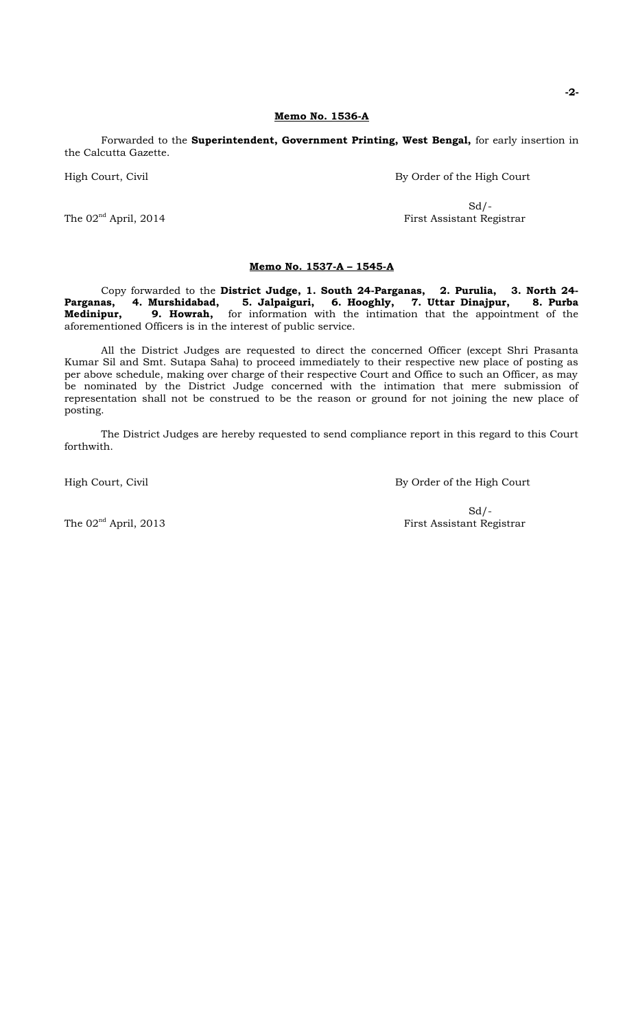**Memo No. 1536-A**

Forwarded to the **Superintendent, Government Printing, West Bengal,** for early insertion in the Calcutta Gazette.

High Court, Civil

By Order of the High Court

Sd/-

The 02[nd] April, 2014

First Assistant Registrar

**Memo No. 1537-A – 1545-A**

Copy forwarded to the **District Judge, 1. South 24-Parganas, 2. Purulia, 3. North 24-Parganas, 4. Murshidabad, 5. Jalpaiguri, 6. Hooghly, 7. Uttar Dinajpur, 8. Purba Medinipur, 9. Howrah,** for information with the intimation that the appointment of the aforementioned Officers is in the interest of public service.

All the District Judges are requested to direct the concerned Officer (except Shri Prasanta Kumar Sil and Smt. Sutapa Saha) to proceed immediately to their respective new place of posting as per above schedule, making over charge of their respective Court and Office to such an Officer, as may be nominated by the District Judge concerned with the intimation that mere submission of representation shall not be construed to be the reason or ground for not joining the new place of posting.

The District Judges are hereby requested to send compliance report in this regard to this Court forthwith.

High Court, Civil

By Order of the High Court

Sd/-

The 02[nd] April, 2013

First Assistant Registrar